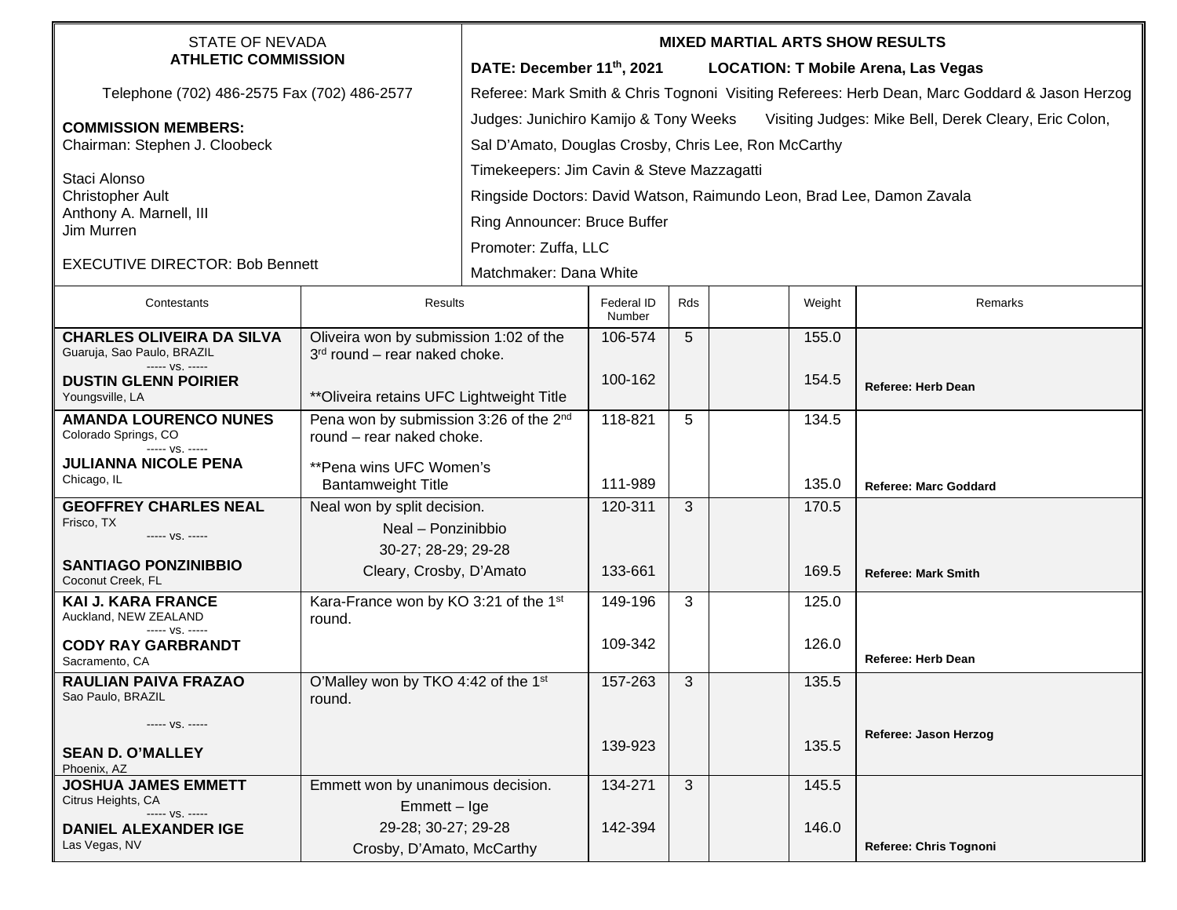STATE OF NEVADA
**ATHLETIC COMMISSION**

Telephone (702) 486-2575 Fax (702) 486-2577

**COMMISSION MEMBERS:**
Chairman: Stephen J. Cloobeck

Staci Alonso
Christopher Ault
Anthony A. Marnell, III
Jim Murren

EXECUTIVE DIRECTOR: Bob Bennett

**MIXED MARTIAL ARTS SHOW RESULTS**

**DATE: December 11th, 2021 LOCATION: T Mobile Arena, Las Vegas**

Referee: Mark Smith & Chris Tognoni Visiting Referees: Herb Dean, Marc Goddard & Jason Herzog

Judges: Junichiro Kamijo & Tony Weeks Visiting Judges: Mike Bell, Derek Cleary, Eric Colon, Sal D'Amato, Douglas Crosby, Chris Lee, Ron McCarthy

Timekeepers: Jim Cavin & Steve Mazzagatti

Ringside Doctors: David Watson, Raimundo Leon, Brad Lee, Damon Zavala

Ring Announcer: Bruce Buffer

Promoter: Zuffa, LLC

Matchmaker: Dana White

| Contestants | Results | Federal ID Number | Rds | | Weight | Remarks |
|---|---|---|---|---|---|---|
| **CHARLES OLIVEIRA DA SILVA** Guaruja, Sao Paulo, BRAZIL ----- vs. ----- **DUSTIN GLENN POIRIER** Youngsville, LA | Oliveira won by submission 1:02 of the 3rd round – rear naked choke. **Oliveira retains UFC Lightweight Title | 106-574 100-162 | 5 | | 155.0 154.5 | **Referee: Herb Dean** |
| **AMANDA LOURENCO NUNES** Colorado Springs, CO ----- vs. ----- **JULIANNA NICOLE PENA** Chicago, IL | Pena won by submission 3:26 of the 2nd round – rear naked choke. **Pena wins UFC Women's Bantamweight Title | 118-821 111-989 | 5 | | 134.5 135.0 | **Referee: Marc Goddard** |
| **GEOFFREY CHARLES NEAL** Frisco, TX ----- vs. ----- **SANTIAGO PONZINIBBIO** Coconut Creek, FL | Neal won by split decision. Neal – Ponzinibbio 30-27; 28-29; 29-28 Cleary, Crosby, D'Amato | 120-311 133-661 | 3 | | 170.5 169.5 | **Referee: Mark Smith** |
| **KAI J. KARA FRANCE** Auckland, NEW ZEALAND ----- vs. ----- **CODY RAY GARBRANDT** Sacramento, CA | Kara-France won by KO 3:21 of the 1st round. | 149-196 109-342 | 3 | | 125.0 126.0 | **Referee: Herb Dean** |
| **RAULIAN PAIVA FRAZAO** Sao Paulo, BRAZIL ----- vs. ----- **SEAN D. O'MALLEY** Phoenix, AZ | O'Malley won by TKO 4:42 of the 1st round. | 157-263 139-923 | 3 | | 135.5 135.5 | **Referee: Jason Herzog** |
| **JOSHUA JAMES EMMETT** Citrus Heights, CA ----- vs. ----- **DANIEL ALEXANDER IGE** Las Vegas, NV | Emmett won by unanimous decision. Emmett – Ige 29-28; 30-27; 29-28 Crosby, D'Amato, McCarthy | 134-271 142-394 | 3 | | 145.5 146.0 | **Referee: Chris Tognoni** |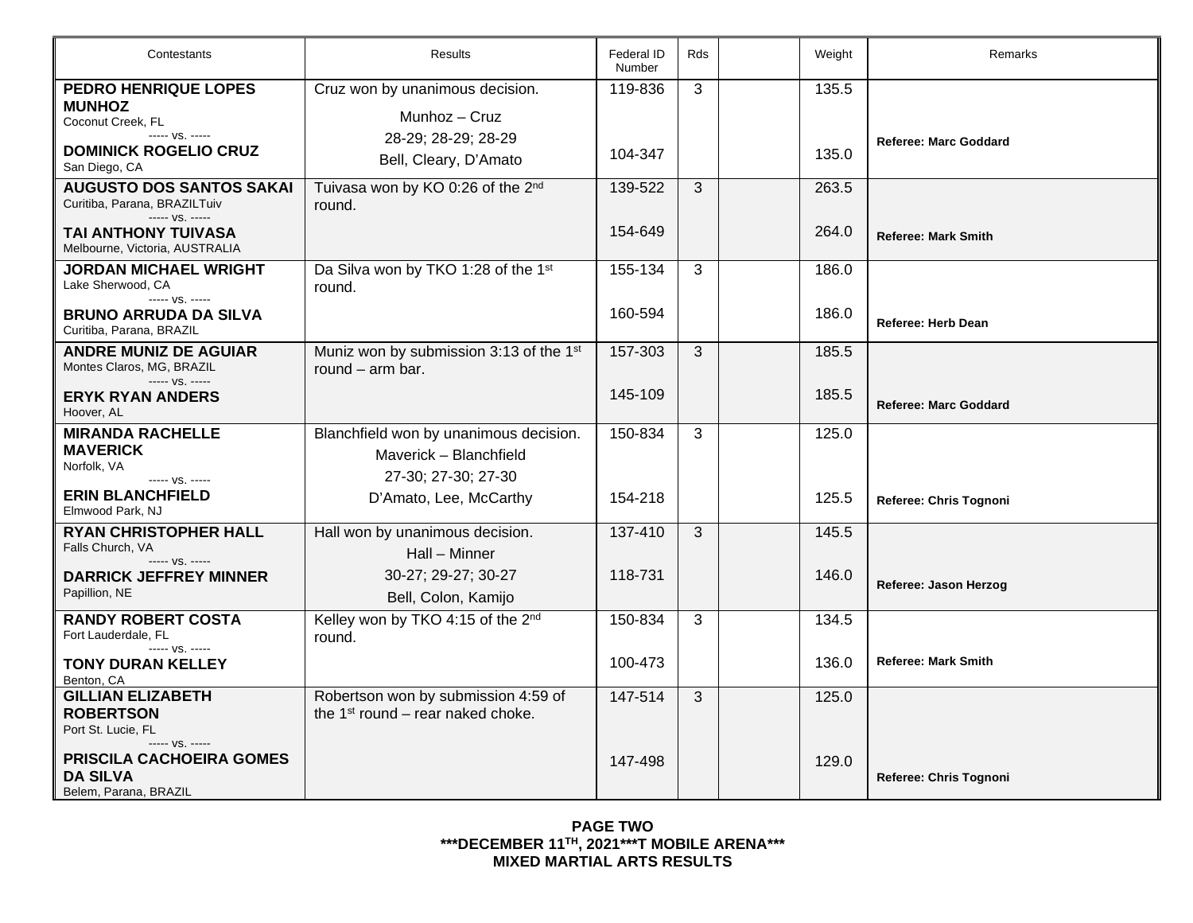| Contestants | Results | Federal ID Number | Rds | | Weight | Remarks |
|---|---|---|---|---|---|---|
| **PEDRO HENRIQUE LOPES MUNHOZ** Coconut Creek, FL ----- vs. ----- **DOMINICK ROGELIO CRUZ** San Diego, CA | Cruz won by unanimous decision. Munhoz – Cruz 28-29; 28-29; 28-29 Bell, Cleary, D'Amato | 119-836<br>104-347 | 3 | | 135.5<br>135.0 | **Referee: Marc Goddard** |
| **AUGUSTO DOS SANTOS SAKAI** Curitiba, Parana, BRAZILTuiv ----- vs. ----- **TAI ANTHONY TUIVASA** Melbourne, Victoria, AUSTRALIA | Tuivasa won by KO 0:26 of the 2nd round. | 139-522<br>154-649 | 3 | | 263.5<br>264.0 | **Referee: Mark Smith** |
| **JORDAN MICHAEL WRIGHT** Lake Sherwood, CA ----- vs. ----- **BRUNO ARRUDA DA SILVA** Curitiba, Parana, BRAZIL | Da Silva won by TKO 1:28 of the 1st round. | 155-134<br>160-594 | 3 | | 186.0<br>186.0 | **Referee: Herb Dean** |
| **ANDRE MUNIZ DE AGUIAR** Montes Claros, MG, BRAZIL ----- vs. ----- **ERYK RYAN ANDERS** Hoover, AL | Muniz won by submission 3:13 of the 1st round – arm bar. | 157-303<br>145-109 | 3 | | 185.5<br>185.5 | **Referee: Marc Goddard** |
| **MIRANDA RACHELLE MAVERICK** Norfolk, VA ----- vs. ----- **ERIN BLANCHFIELD** Elmwood Park, NJ | Blanchfield won by unanimous decision. Maverick – Blanchfield 27-30; 27-30; 27-30 D'Amato, Lee, McCarthy | 150-834<br>154-218 | 3 | | 125.0<br>125.5 | **Referee: Chris Tognoni** |
| **RYAN CHRISTOPHER HALL** Falls Church, VA ----- vs. ----- **DARRICK JEFFREY MINNER** Papillion, NE | Hall won by unanimous decision. Hall – Minner 30-27; 29-27; 30-27 Bell, Colon, Kamijo | 137-410<br>118-731 | 3 | | 145.5<br>146.0 | **Referee: Jason Herzog** |
| **RANDY ROBERT COSTA** Fort Lauderdale, FL ----- vs. ----- **TONY DURAN KELLEY** Benton, CA | Kelley won by TKO 4:15 of the 2nd round. | 150-834<br>100-473 | 3 | | 134.5<br>136.0 | **Referee: Mark Smith** |
| **GILLIAN ELIZABETH ROBERTSON** Port St. Lucie, FL ----- vs. ----- **PRISCILA CACHOEIRA GOMES DA SILVA** Belem, Parana, BRAZIL | Robertson won by submission 4:59 of the 1st round – rear naked choke. | 147-514<br>147-498 | 3 | | 125.0<br>129.0 | **Referee: Chris Tognoni** |

**PAGE TWO**
**\*\*\*DECEMBER 11TH, 2021\*\*\*T MOBILE ARENA\*\*\***
**MIXED MARTIAL ARTS RESULTS**